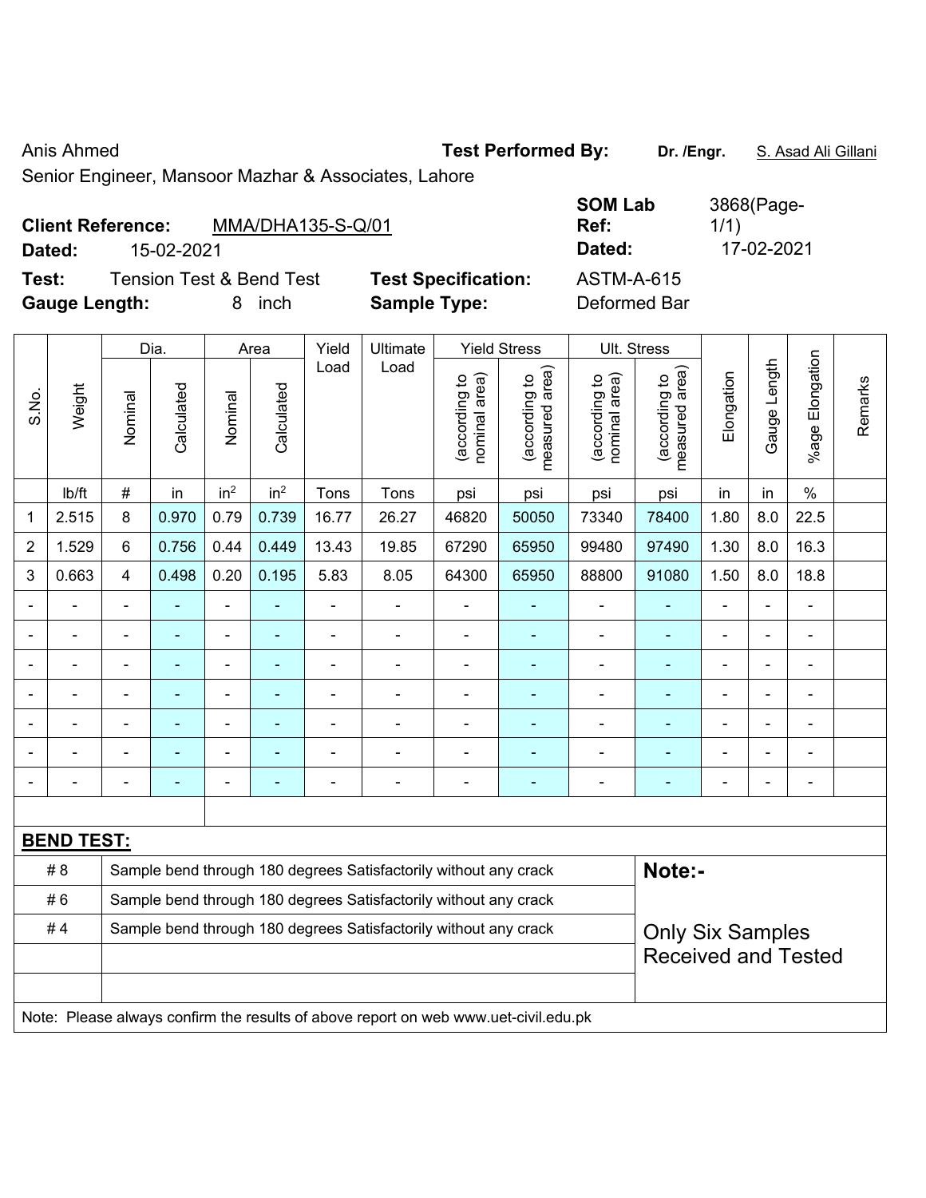Anis Ahmed

Senior Engineer, Mansoor Mazhar & Associates, Lahore

**Test Performed By:** **Dr. /Engr.** S. Asad Ali Gillani

**Client Reference:** MMA/DHA135-S-Q/01

**Dated:** 15-02-2021

**SOM Lab Ref:** 3868(Page-1/1)

**Dated:** 17-02-2021

**Test:** Tension Test & Bend Test

**Test Specification:** ASTM-A-615

**Gauge Length:** 8 inch

**Sample Type:** Deformed Bar

| S.No. | Weight | Dia. | | Area | | Yield Load | Ultimate Load | Yield Stress | | Ult. Stress | | Elongation | Gauge Length | %age Elongation | Remarks |
|---|---|---|---|---|---|---|---|---|---|---|---|---|---|---|---|
| | | Nominal | Calculated | Nominal | Calculated | | | (according to nominal area) | (according to measured area) | (according to nominal area) | (according to measured area) | | | | |
| | lb/ft | # | in | $in^2$ | $in^2$ | Tons | Tons | psi | psi | psi | psi | in | in | % | |
| 1 | 2.515 | 8 | 0.970 | 0.79 | 0.739 | 16.77 | 26.27 | 46820 | 50050 | 73340 | 78400 | 1.80 | 8.0 | 22.5 | |
| 2 | 1.529 | 6 | 0.756 | 0.44 | 0.449 | 13.43 | 19.85 | 67290 | 65950 | 99480 | 97490 | 1.30 | 8.0 | 16.3 | |
| 3 | 0.663 | 4 | 0.498 | 0.20 | 0.195 | 5.83 | 8.05 | 64300 | 65950 | 88800 | 91080 | 1.50 | 8.0 | 18.8 | |
| - | - | - | - | - | - | - | - | - | - | - | - | - | - | - | |
| - | - | - | - | - | - | - | - | - | - | - | - | - | - | - | |
| - | - | - | - | - | - | - | - | - | - | - | - | - | - | - | |
| - | - | - | - | - | - | - | - | - | - | - | - | - | - | - | |
| - | - | - | - | - | - | - | - | - | - | - | - | - | - | - | |
| - | - | - | - | - | - | - | - | - | - | - | - | - | - | - | |
| - | - | - | - | - | - | - | - | - | - | - | - | - | - | - | |

**BEND TEST:**

| | | |
|---|---|---|
| # 8 | Sample bend through 180 degrees Satisfactorily without any crack | **Note:-** |
| # 6 | Sample bend through 180 degrees Satisfactorily without any crack | |
| # 4 | Sample bend through 180 degrees Satisfactorily without any crack | Only Six Samples Received and Tested |
| | | |
| | | |

Note: Please always confirm the results of above report on web www.uet-civil.edu.pk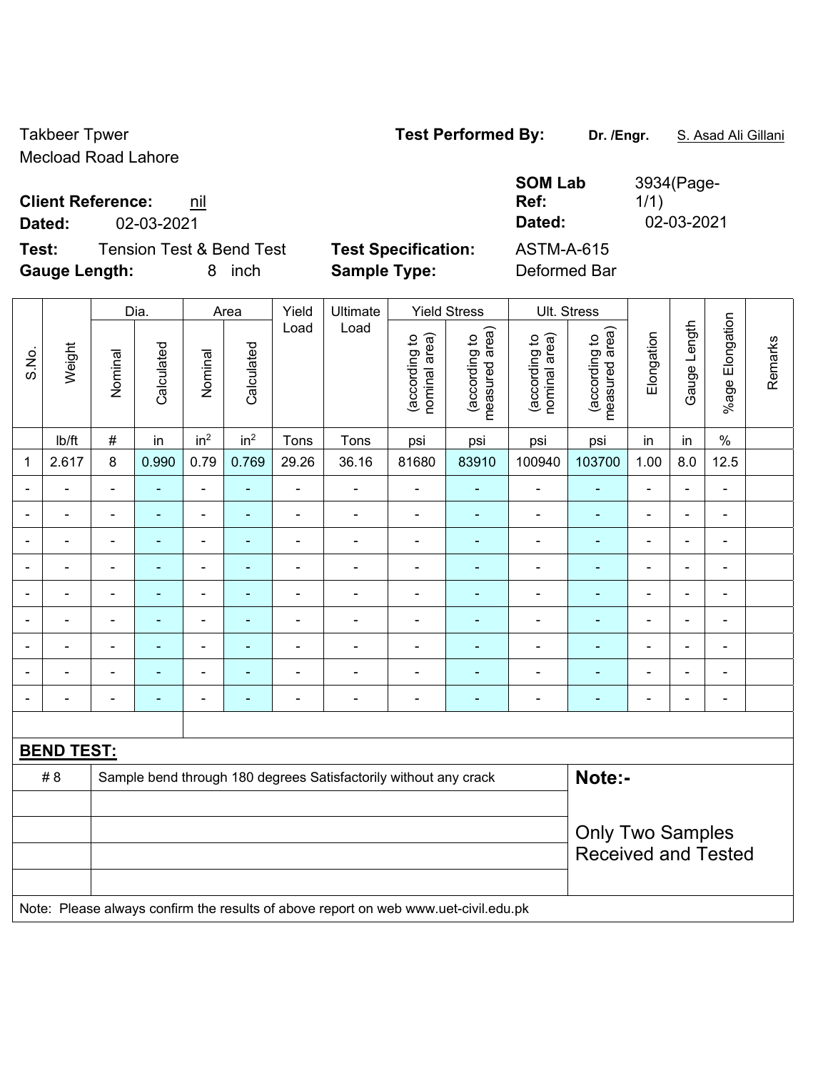Takbeer Tpwer
Mecload Road Lahore

**Test Performed By:** **Dr. /Engr.** S. Asad Ali Gillani

**Client Reference:** nil

**Dated:** 02-03-2021

**SOM Lab Ref:** 3934(Page-1/1)

**Dated:** 02-03-2021

**Test:** Tension Test & Bend Test

**Test Specification:** ASTM-A-615

**Gauge Length:** 8 inch

**Sample Type:** Deformed Bar

| S.No. | Weight | Dia. | | Area | | Yield Load | Ultimate Load | Yield Stress | | Ult. Stress | | Elongation | Gauge Length | %age Elongation | Remarks |
|---|---|---|---|---|---|---|---|---|---|---|---|---|---|---|---|
| | | Nominal | Calculated | Nominal | Calculated | | | (according to nominal area) | (according to measured area) | (according to nominal area) | (according to measured area) | | | | |
| | lb/ft | # | in | $in^2$ | $in^2$ | Tons | Tons | psi | psi | psi | psi | in | in | % | |
| 1 | 2.617 | 8 | 0.990 | 0.79 | 0.769 | 29.26 | 36.16 | 81680 | 83910 | 100940 | 103700 | 1.00 | 8.0 | 12.5 | |
| - | - | - | - | - | - | - | - | - | - | - | - | - | - | - | |
| - | - | - | - | - | - | - | - | - | - | - | - | - | - | - | |
| - | - | - | - | - | - | - | - | - | - | - | - | - | - | - | |
| - | - | - | - | - | - | - | - | - | - | - | - | - | - | - | |
| - | - | - | - | - | - | - | - | - | - | - | - | - | - | - | |
| - | - | - | - | - | - | - | - | - | - | - | - | - | - | - | |
| - | - | - | - | - | - | - | - | - | - | - | - | - | - | - | |
| - | - | - | - | - | - | - | - | - | - | - | - | - | - | - | |
| - | - | - | - | - | - | - | - | - | - | - | - | - | - | - | |

**BEND TEST:**

| | | |
|---|---|---|
| # 8 | Sample bend through 180 degrees Satisfactorily without any crack | **Note:-** |
| | | Only Two Samples Received and Tested |

Note: Please always confirm the results of above report on web www.uet-civil.edu.pk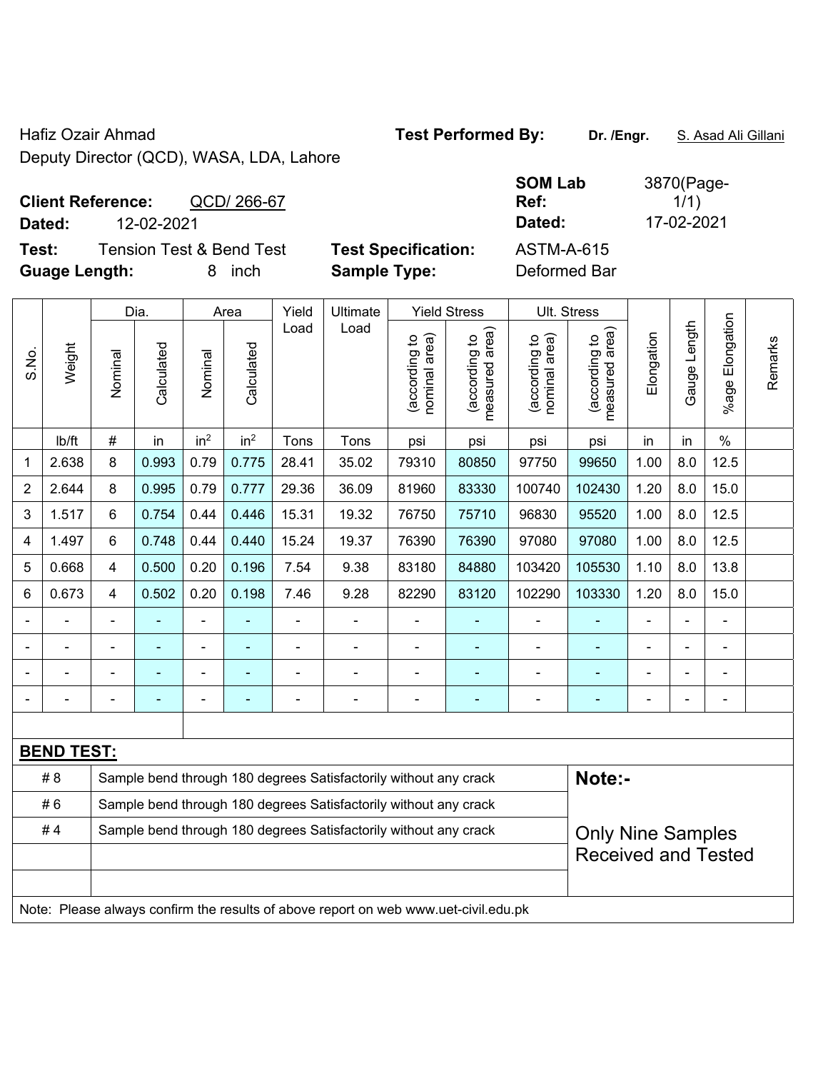Hafiz Ozair Ahmad

Deputy Director (QCD), WASA, LDA, Lahore

**Test Performed By:** **Dr. /Engr.** S. Asad Ali Gillani

**Client Reference:** QCD/ 266-67

**Dated:** 12-02-2021

**SOM Lab Ref:** 3870(Page-1/1)

**Dated:** 17-02-2021

**Test:** Tension Test & Bend Test

**Test Specification:** ASTM-A-615

**Guage Length:** 8 inch

**Sample Type:** Deformed Bar

| S.No. | Weight | Dia. | | Area | | Yield Load | Ultimate Load | Yield Stress | | Ult. Stress | | Elongation | Gauge Length | %age Elongation | Remarks |
|---|---|---|---|---|---|---|---|---|---|---|---|---|---|---|---|
| | | Nominal | Calculated | Nominal | Calculated | | | (according to nominal area) | (according to measured area) | (according to nominal area) | (according to measured area) | | | | |
| | lb/ft | # | in | $in^2$ | $in^2$ | Tons | Tons | psi | psi | psi | psi | in | in | % | |
| 1 | 2.638 | 8 | 0.993 | 0.79 | 0.775 | 28.41 | 35.02 | 79310 | 80850 | 97750 | 99650 | 1.00 | 8.0 | 12.5 | |
| 2 | 2.644 | 8 | 0.995 | 0.79 | 0.777 | 29.36 | 36.09 | 81960 | 83330 | 100740 | 102430 | 1.20 | 8.0 | 15.0 | |
| 3 | 1.517 | 6 | 0.754 | 0.44 | 0.446 | 15.31 | 19.32 | 76750 | 75710 | 96830 | 95520 | 1.00 | 8.0 | 12.5 | |
| 4 | 1.497 | 6 | 0.748 | 0.44 | 0.440 | 15.24 | 19.37 | 76390 | 76390 | 97080 | 97080 | 1.00 | 8.0 | 12.5 | |
| 5 | 0.668 | 4 | 0.500 | 0.20 | 0.196 | 7.54 | 9.38 | 83180 | 84880 | 103420 | 105530 | 1.10 | 8.0 | 13.8 | |
| 6 | 0.673 | 4 | 0.502 | 0.20 | 0.198 | 7.46 | 9.28 | 82290 | 83120 | 102290 | 103330 | 1.20 | 8.0 | 15.0 | |
| - | - | - | - | - | - | - | - | - | - | - | - | - | - | - | |
| - | - | - | - | - | - | - | - | - | - | - | - | - | - | - | |
| - | - | - | - | - | - | - | - | - | - | - | - | - | - | - | |
| - | - | - | - | - | - | - | - | - | - | - | - | - | - | - | |

**BEND TEST:**

| | | |
|---|---|---|
| # 8 | Sample bend through 180 degrees Satisfactorily without any crack | **Note:-** |
| # 6 | Sample bend through 180 degrees Satisfactorily without any crack | |
| # 4 | Sample bend through 180 degrees Satisfactorily without any crack | Only Nine Samples Received and Tested |

Note: Please always confirm the results of above report on web www.uet-civil.edu.pk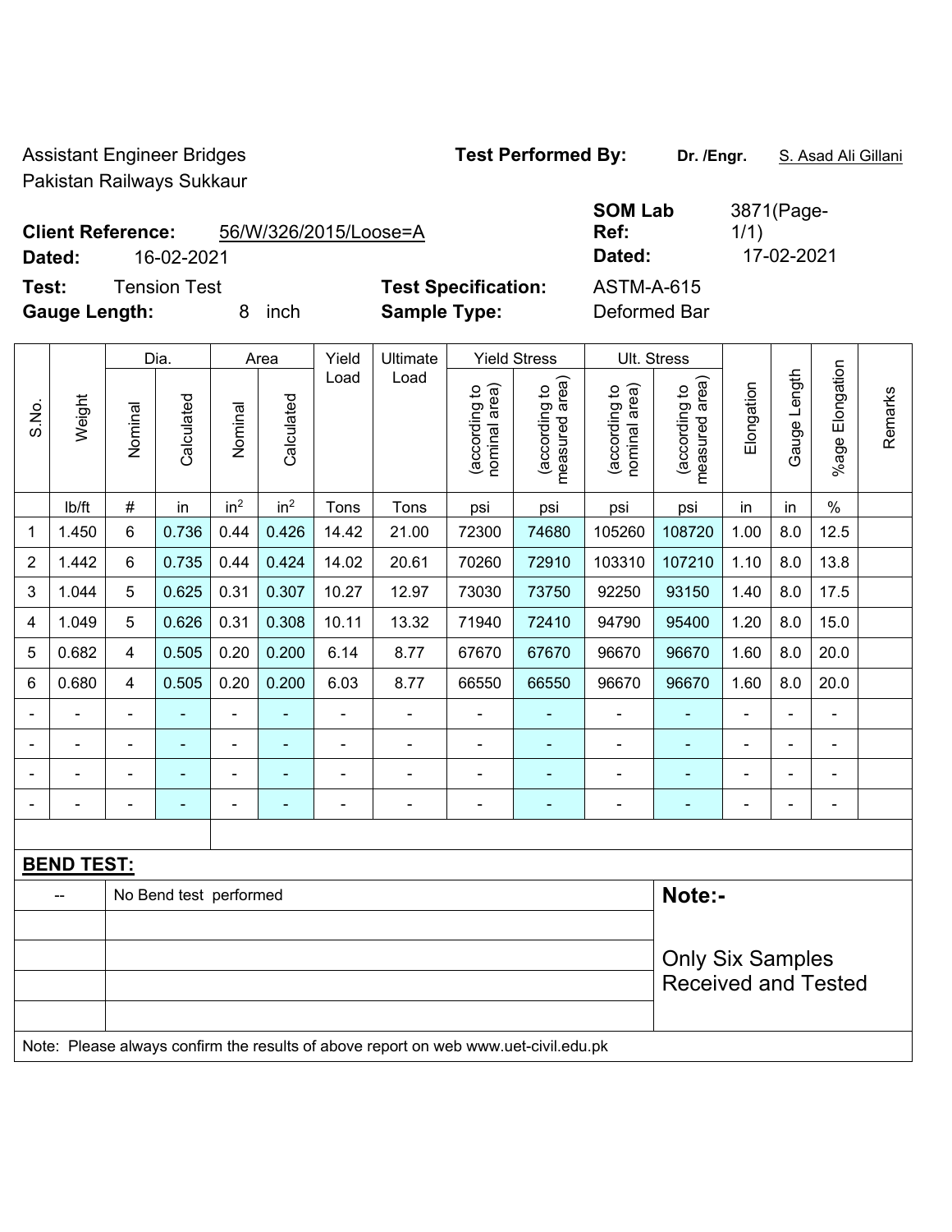Assistant Engineer Bridges
Pakistan Railways Sukkaur

**Test Performed By:** **Dr. /Engr.** S. Asad Ali Gillani

**Client Reference:** 56/W/326/2015/Loose=A
**Dated:** 16-02-2021

**SOM Lab Ref:** 3871(Page-1/1)
**Dated:** 17-02-2021

**Test:** Tension Test
**Gauge Length:** 8 inch

**Test Specification:** ASTM-A-615
**Sample Type:** Deformed Bar

| S.No. | Weight | Dia. | | Area | | Yield Load | Ultimate Load | Yield Stress | | Ult. Stress | | Elongation | Gauge Length | %age Elongation | Remarks |
|---|---|---|---|---|---|---|---|---|---|---|---|---|---|---|---|
| | | Nominal | Calculated | Nominal | Calculated | | | (according to nominal area) | (according to measured area) | (according to nominal area) | (according to measured area) | | | | |
| | lb/ft | # | in | $in^2$ | $in^2$ | Tons | Tons | psi | psi | psi | psi | in | in | % | |
| 1 | 1.450 | 6 | 0.736 | 0.44 | 0.426 | 14.42 | 21.00 | 72300 | 74680 | 105260 | 108720 | 1.00 | 8.0 | 12.5 | |
| 2 | 1.442 | 6 | 0.735 | 0.44 | 0.424 | 14.02 | 20.61 | 70260 | 72910 | 103310 | 107210 | 1.10 | 8.0 | 13.8 | |
| 3 | 1.044 | 5 | 0.625 | 0.31 | 0.307 | 10.27 | 12.97 | 73030 | 73750 | 92250 | 93150 | 1.40 | 8.0 | 17.5 | |
| 4 | 1.049 | 5 | 0.626 | 0.31 | 0.308 | 10.11 | 13.32 | 71940 | 72410 | 94790 | 95400 | 1.20 | 8.0 | 15.0 | |
| 5 | 0.682 | 4 | 0.505 | 0.20 | 0.200 | 6.14 | 8.77 | 67670 | 67670 | 96670 | 96670 | 1.60 | 8.0 | 20.0 | |
| 6 | 0.680 | 4 | 0.505 | 0.20 | 0.200 | 6.03 | 8.77 | 66550 | 66550 | 96670 | 96670 | 1.60 | 8.0 | 20.0 | |
| - | - | - | - | - | - | - | - | - | - | - | - | - | - | - | |
| - | - | - | - | - | - | - | - | - | - | - | - | - | - | - | |
| - | - | - | - | - | - | - | - | - | - | - | - | - | - | - | |
| - | - | - | - | - | - | - | - | - | - | - | - | - | - | - | |

**BEND TEST:**

| -- | No Bend test performed |
|---|---|

**Note:-**

Only Six Samples Received and Tested

Note: Please always confirm the results of above report on web www.uet-civil.edu.pk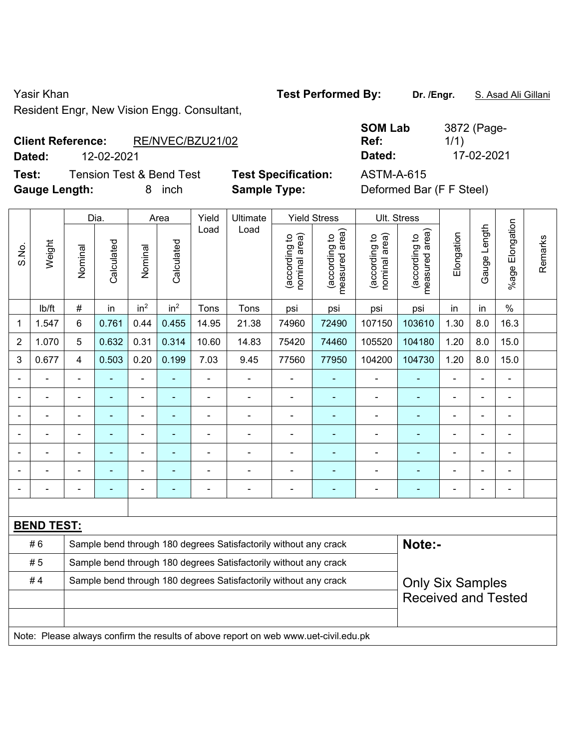Yasir Khan

Resident Engr, New Vision Engg. Consultant,

**Test Performed By:** **Dr. /Engr.** S. Asad Ali Gillani

**Client Reference:** RE/NVEC/BZU21/02

**Dated:** 12-02-2021

**SOM Lab Ref:** 3872 (Page-1/1)

**Dated:** 17-02-2021

**Test:** Tension Test & Bend Test

**Test Specification:** ASTM-A-615

**Gauge Length:** 8 inch

**Sample Type:** Deformed Bar (F F Steel)

| S.No. | Weight | Dia. | | Area | | Yield Load | Ultimate Load | Yield Stress | | Ult. Stress | | Elongation | Gauge Length | %age Elongation | Remarks |
|---|---|---|---|---|---|---|---|---|---|---|---|---|---|---|---|
| | | Nominal | Calculated | Nominal | Calculated | | | (according to nominal area) | (according to measured area) | (according to nominal area) | (according to measured area) | | | | |
| | lb/ft | # | in | in$^2$ | in$^2$ | Tons | Tons | psi | psi | psi | psi | in | in | % | |
| 1 | 1.547 | 6 | 0.761 | 0.44 | 0.455 | 14.95 | 21.38 | 74960 | 72490 | 107150 | 103610 | 1.30 | 8.0 | 16.3 | |
| 2 | 1.070 | 5 | 0.632 | 0.31 | 0.314 | 10.60 | 14.83 | 75420 | 74460 | 105520 | 104180 | 1.20 | 8.0 | 15.0 | |
| 3 | 0.677 | 4 | 0.503 | 0.20 | 0.199 | 7.03 | 9.45 | 77560 | 77950 | 104200 | 104730 | 1.20 | 8.0 | 15.0 | |
| - | - | - | - | - | - | - | - | - | - | - | - | - | - | - | |
| - | - | - | - | - | - | - | - | - | - | - | - | - | - | - | |
| - | - | - | - | - | - | - | - | - | - | - | - | - | - | - | |
| - | - | - | - | - | - | - | - | - | - | - | - | - | - | - | |
| - | - | - | - | - | - | - | - | - | - | - | - | - | - | - | |
| - | - | - | - | - | - | - | - | - | - | - | - | - | - | - | |
| - | - | - | - | - | - | - | - | - | - | - | - | - | - | - | |

**BEND TEST:**

| | |
|---|---|
| # 6 | Sample bend through 180 degrees Satisfactorily without any crack |
| # 5 | Sample bend through 180 degrees Satisfactorily without any crack |
| # 4 | Sample bend through 180 degrees Satisfactorily without any crack |

**Note:-**

Only Six Samples Received and Tested

Note: Please always confirm the results of above report on web www.uet-civil.edu.pk